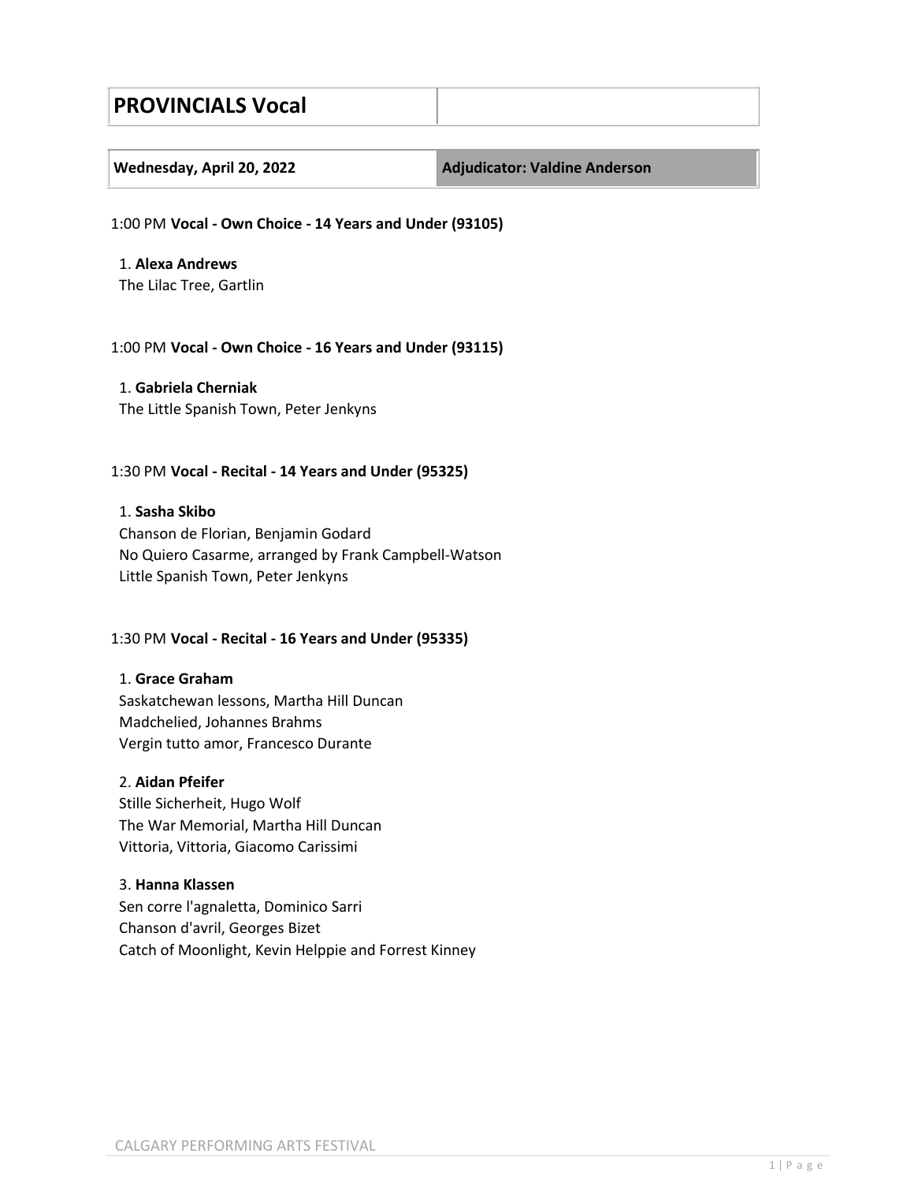# PROVINCIALS Vocal

| Wednesday, April 20, 2022 | Adjudicator: Valdine Anderson |
| --- | --- |

1:00 PM **Vocal - Own Choice - 14 Years and Under (93105)**

1. **Alexa Andrews**
The Lilac Tree, Gartlin

1:00 PM **Vocal - Own Choice - 16 Years and Under (93115)**

1. **Gabriela Cherniak**
The Little Spanish Town, Peter Jenkyns

1:30 PM **Vocal - Recital - 14 Years and Under (95325)**

1. **Sasha Skibo**
Chanson de Florian, Benjamin Godard
No Quiero Casarme, arranged by Frank Campbell-Watson
Little Spanish Town, Peter Jenkyns

1:30 PM **Vocal - Recital - 16 Years and Under (95335)**

1. **Grace Graham**
Saskatchewan lessons, Martha Hill Duncan
Madchelied, Johannes Brahms
Vergin tutto amor, Francesco Durante

2. **Aidan Pfeifer**
Stille Sicherheit, Hugo Wolf
The War Memorial, Martha Hill Duncan
Vittoria, Vittoria, Giacomo Carissimi

3. **Hanna Klassen**
Sen corre l'agnaletta, Dominico Sarri
Chanson d'avril, Georges Bizet
Catch of Moonlight, Kevin Helppie and Forrest Kinney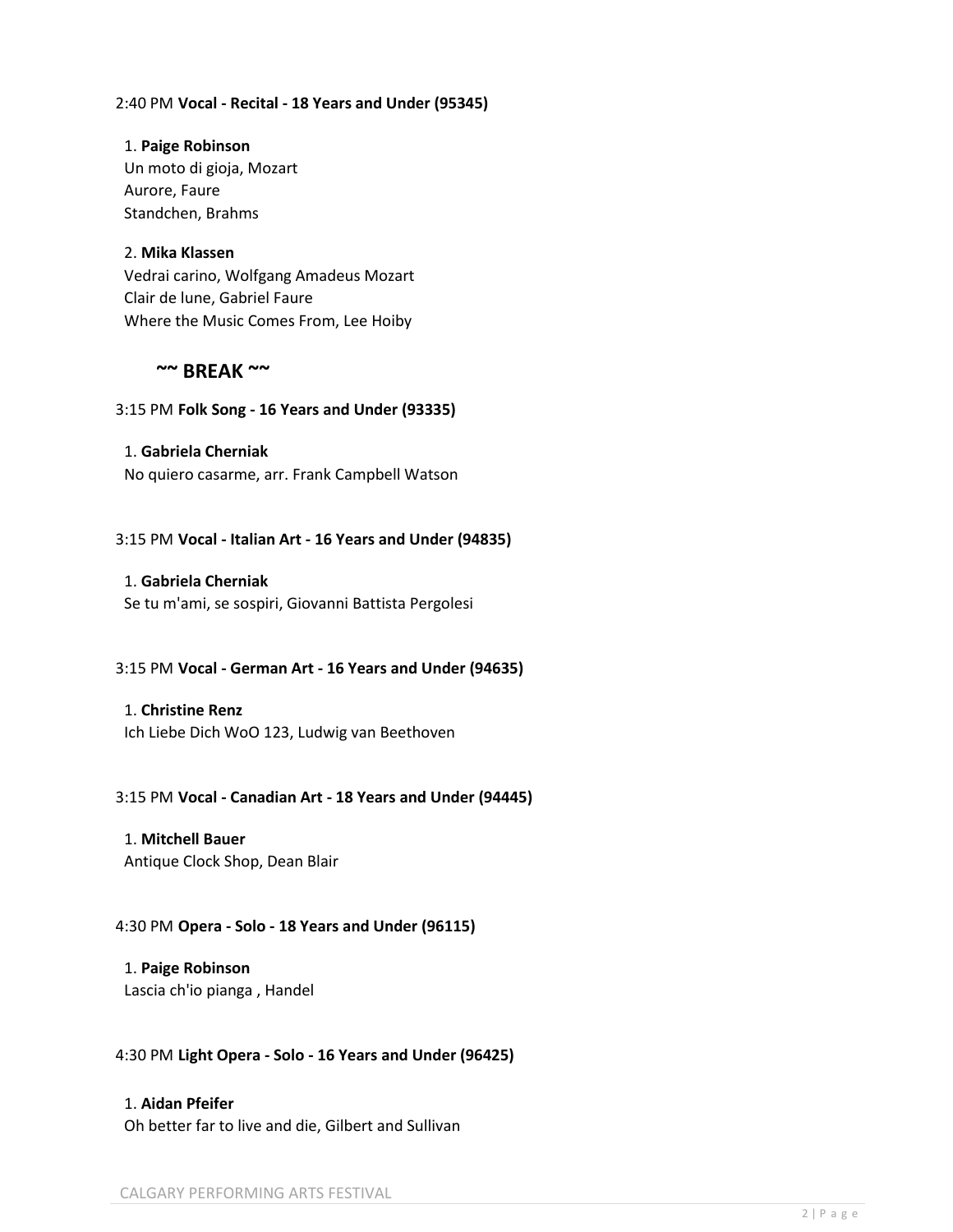2:40 PM **Vocal - Recital - 18 Years and Under (95345)**

1. **Paige Robinson**
Un moto di gioja, Mozart
Aurore, Faure
Standchen, Brahms

2. **Mika Klassen**
Vedrai carino, Wolfgang Amadeus Mozart
Clair de lune, Gabriel Faure
Where the Music Comes From, Lee Hoiby

**~~ BREAK ~~**

3:15 PM **Folk Song - 16 Years and Under (93335)**

1. **Gabriela Cherniak**
No quiero casarme, arr. Frank Campbell Watson

3:15 PM **Vocal - Italian Art - 16 Years and Under (94835)**

1. **Gabriela Cherniak**
Se tu m'ami, se sospiri, Giovanni Battista Pergolesi

3:15 PM **Vocal - German Art - 16 Years and Under (94635)**

1. **Christine Renz**
Ich Liebe Dich WoO 123, Ludwig van Beethoven

3:15 PM **Vocal - Canadian Art - 18 Years and Under (94445)**

1. **Mitchell Bauer**
Antique Clock Shop, Dean Blair

4:30 PM **Opera - Solo - 18 Years and Under (96115)**

1. **Paige Robinson**
Lascia ch'io pianga , Handel

4:30 PM **Light Opera - Solo - 16 Years and Under (96425)**

1. **Aidan Pfeifer**
Oh better far to live and die, Gilbert and Sullivan